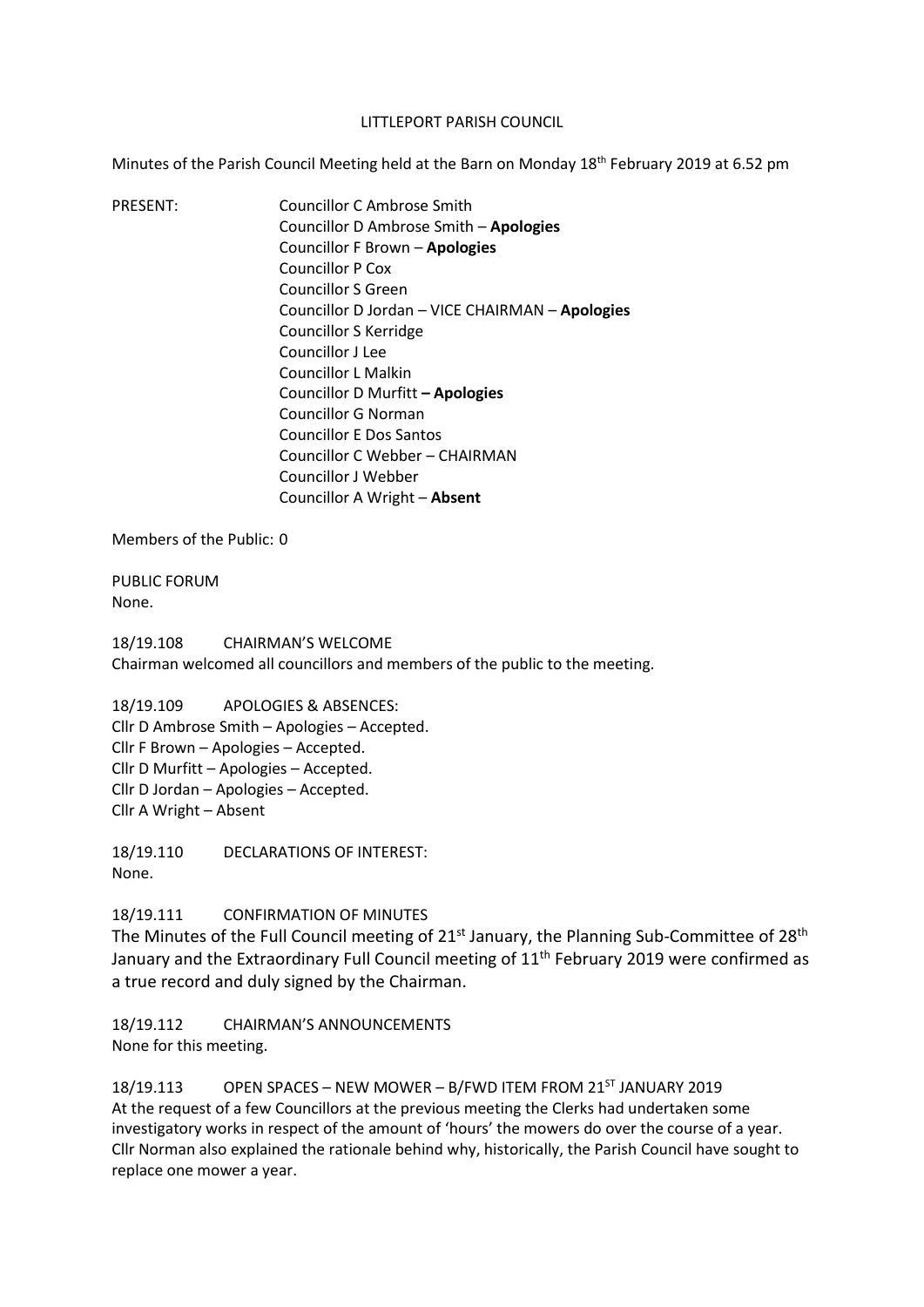LITTLEPORT PARISH COUNCIL

Minutes of the Parish Council Meeting held at the Barn on Monday 18th February 2019 at 6.52 pm

PRESENT:

Councillor C Ambrose Smith
Councillor D Ambrose Smith – **Apologies**
Councillor F Brown – **Apologies**
Councillor P Cox
Councillor S Green
Councillor D Jordan – VICE CHAIRMAN – **Apologies**
Councillor S Kerridge
Councillor J Lee
Councillor L Malkin
Councillor D Murfitt **– Apologies**
Councillor G Norman
Councillor E Dos Santos
Councillor C Webber – CHAIRMAN
Councillor J Webber
Councillor A Wright – **Absent**

Members of the Public: 0

PUBLIC FORUM
None.

18/19.108 CHAIRMAN'S WELCOME
Chairman welcomed all councillors and members of the public to the meeting.

18/19.109 APOLOGIES & ABSENCES:
Cllr D Ambrose Smith – Apologies – Accepted.
Cllr F Brown – Apologies – Accepted.
Cllr D Murfitt – Apologies – Accepted.
Cllr D Jordan – Apologies – Accepted.
Cllr A Wright – Absent

18/19.110 DECLARATIONS OF INTEREST:
None.

18/19.111 CONFIRMATION OF MINUTES
The Minutes of the Full Council meeting of 21st January, the Planning Sub-Committee of 28th January and the Extraordinary Full Council meeting of 11th February 2019 were confirmed as a true record and duly signed by the Chairman.

18/19.112 CHAIRMAN'S ANNOUNCEMENTS
None for this meeting.

18/19.113 OPEN SPACES – NEW MOWER – B/FWD ITEM FROM 21ST JANUARY 2019
At the request of a few Councillors at the previous meeting the Clerks had undertaken some investigatory works in respect of the amount of 'hours' the mowers do over the course of a year. Cllr Norman also explained the rationale behind why, historically, the Parish Council have sought to replace one mower a year.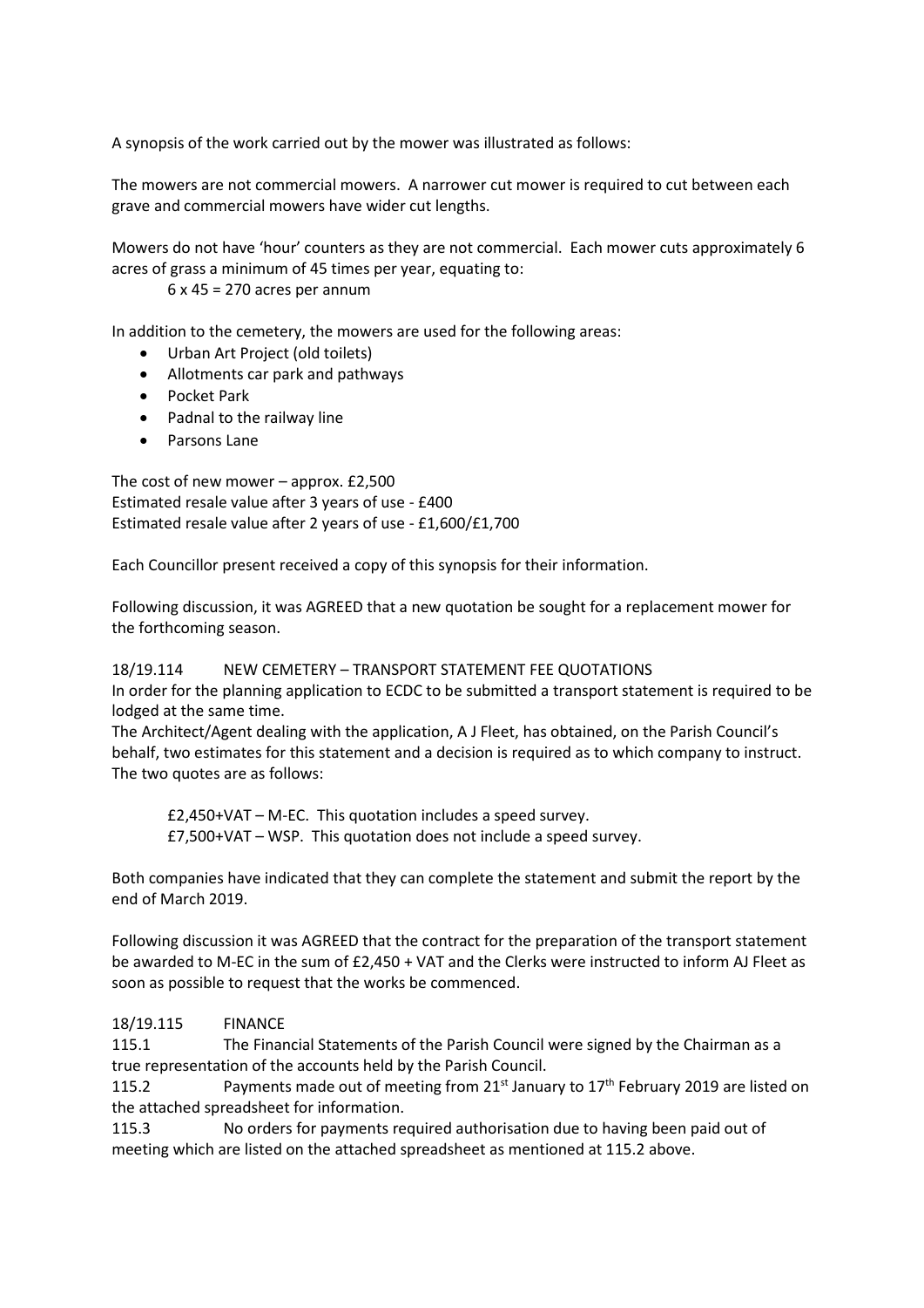A synopsis of the work carried out by the mower was illustrated as follows:

The mowers are not commercial mowers. A narrower cut mower is required to cut between each grave and commercial mowers have wider cut lengths.

Mowers do not have 'hour' counters as they are not commercial. Each mower cuts approximately 6 acres of grass a minimum of 45 times per year, equating to:

6 x 45 = 270 acres per annum

In addition to the cemetery, the mowers are used for the following areas:

- Urban Art Project (old toilets)
- Allotments car park and pathways
- Pocket Park
- Padnal to the railway line
- Parsons Lane

The cost of new mower – approx. £2,500
Estimated resale value after 3 years of use - £400
Estimated resale value after 2 years of use - £1,600/£1,700

Each Councillor present received a copy of this synopsis for their information.

Following discussion, it was AGREED that a new quotation be sought for a replacement mower for the forthcoming season.

18/19.114 NEW CEMETERY – TRANSPORT STATEMENT FEE QUOTATIONS

In order for the planning application to ECDC to be submitted a transport statement is required to be lodged at the same time.

The Architect/Agent dealing with the application, A J Fleet, has obtained, on the Parish Council's behalf, two estimates for this statement and a decision is required as to which company to instruct. The two quotes are as follows:

£2,450+VAT – M-EC. This quotation includes a speed survey.
£7,500+VAT – WSP. This quotation does not include a speed survey.

Both companies have indicated that they can complete the statement and submit the report by the end of March 2019.

Following discussion it was AGREED that the contract for the preparation of the transport statement be awarded to M-EC in the sum of £2,450 + VAT and the Clerks were instructed to inform AJ Fleet as soon as possible to request that the works be commenced.

18/19.115 FINANCE

115.1 The Financial Statements of the Parish Council were signed by the Chairman as a true representation of the accounts held by the Parish Council.

115.2 Payments made out of meeting from 21st January to 17th February 2019 are listed on the attached spreadsheet for information.

115.3 No orders for payments required authorisation due to having been paid out of meeting which are listed on the attached spreadsheet as mentioned at 115.2 above.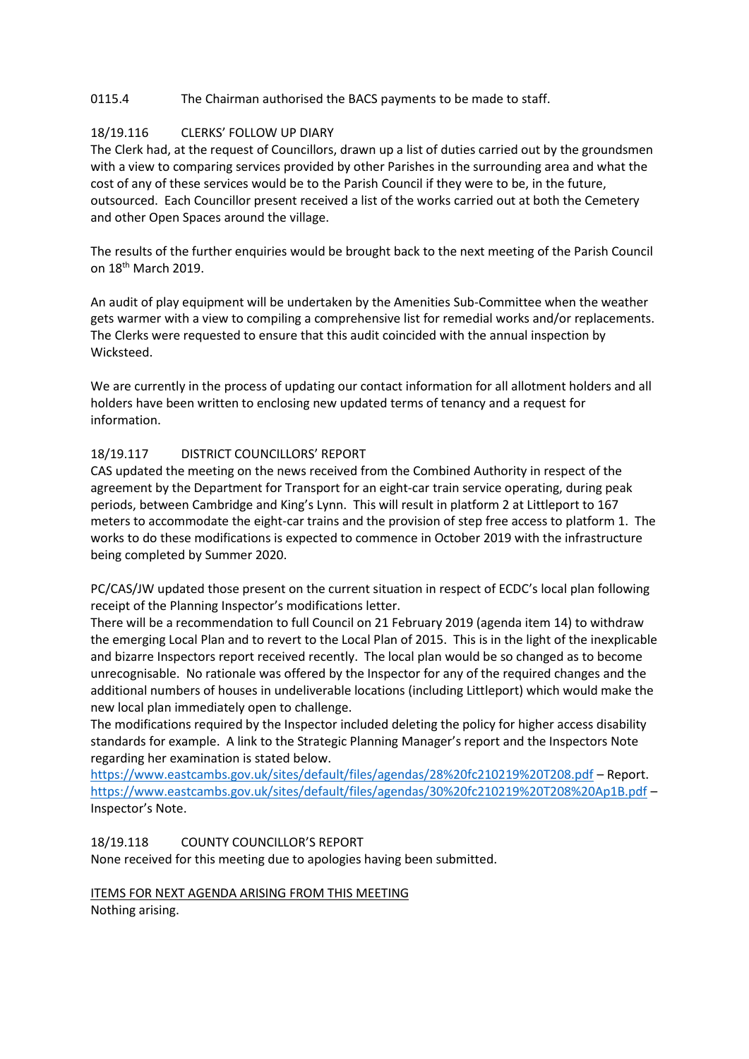0115.4 The Chairman authorised the BACS payments to be made to staff.

18/19.116 CLERKS' FOLLOW UP DIARY

The Clerk had, at the request of Councillors, drawn up a list of duties carried out by the groundsmen with a view to comparing services provided by other Parishes in the surrounding area and what the cost of any of these services would be to the Parish Council if they were to be, in the future, outsourced. Each Councillor present received a list of the works carried out at both the Cemetery and other Open Spaces around the village.

The results of the further enquiries would be brought back to the next meeting of the Parish Council on 18th March 2019.

An audit of play equipment will be undertaken by the Amenities Sub-Committee when the weather gets warmer with a view to compiling a comprehensive list for remedial works and/or replacements. The Clerks were requested to ensure that this audit coincided with the annual inspection by Wicksteed.

We are currently in the process of updating our contact information for all allotment holders and all holders have been written to enclosing new updated terms of tenancy and a request for information.

18/19.117 DISTRICT COUNCILLORS' REPORT

CAS updated the meeting on the news received from the Combined Authority in respect of the agreement by the Department for Transport for an eight-car train service operating, during peak periods, between Cambridge and King's Lynn. This will result in platform 2 at Littleport to 167 meters to accommodate the eight-car trains and the provision of step free access to platform 1. The works to do these modifications is expected to commence in October 2019 with the infrastructure being completed by Summer 2020.

PC/CAS/JW updated those present on the current situation in respect of ECDC's local plan following receipt of the Planning Inspector's modifications letter.

There will be a recommendation to full Council on 21 February 2019 (agenda item 14) to withdraw the emerging Local Plan and to revert to the Local Plan of 2015. This is in the light of the inexplicable and bizarre Inspectors report received recently. The local plan would be so changed as to become unrecognisable. No rationale was offered by the Inspector for any of the required changes and the additional numbers of houses in undeliverable locations (including Littleport) which would make the new local plan immediately open to challenge.

The modifications required by the Inspector included deleting the policy for higher access disability standards for example. A link to the Strategic Planning Manager's report and the Inspectors Note regarding her examination is stated below.

https://www.eastcambs.gov.uk/sites/default/files/agendas/28%20fc210219%20T208.pdf – Report.

https://www.eastcambs.gov.uk/sites/default/files/agendas/30%20fc210219%20T208%20Ap1B.pdf – Inspector's Note.

18/19.118 COUNTY COUNCILLOR'S REPORT

None received for this meeting due to apologies having been submitted.

ITEMS FOR NEXT AGENDA ARISING FROM THIS MEETING

Nothing arising.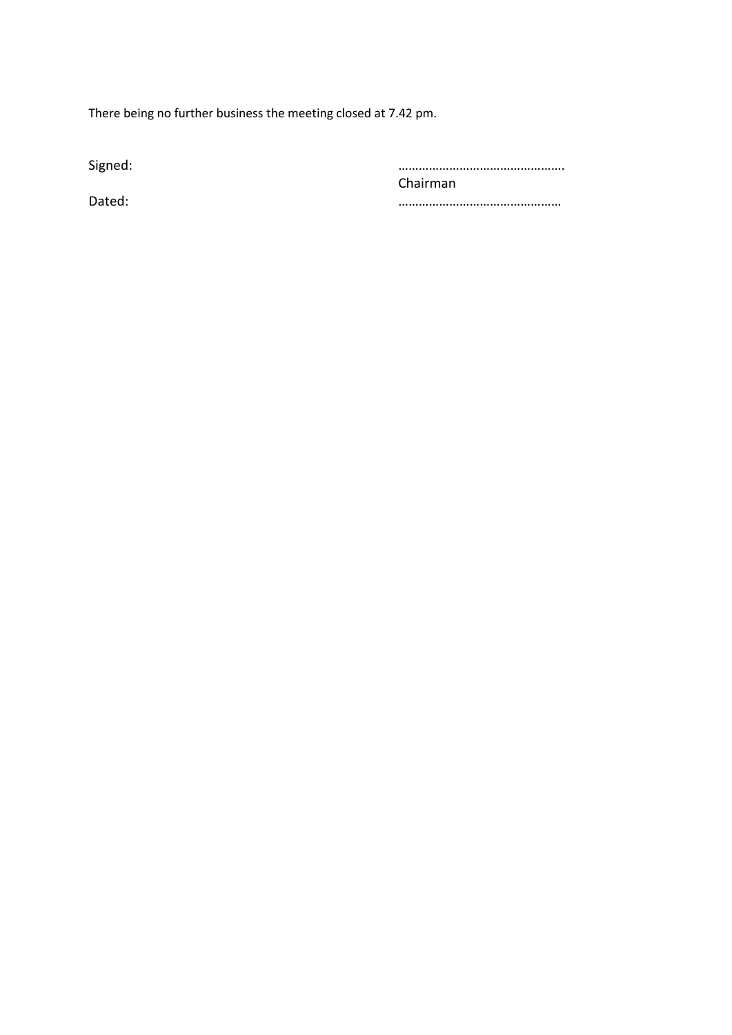There being no further business the meeting closed at 7.42 pm.

Signed: ………………………………………….
Chairman

Dated: …………………………………………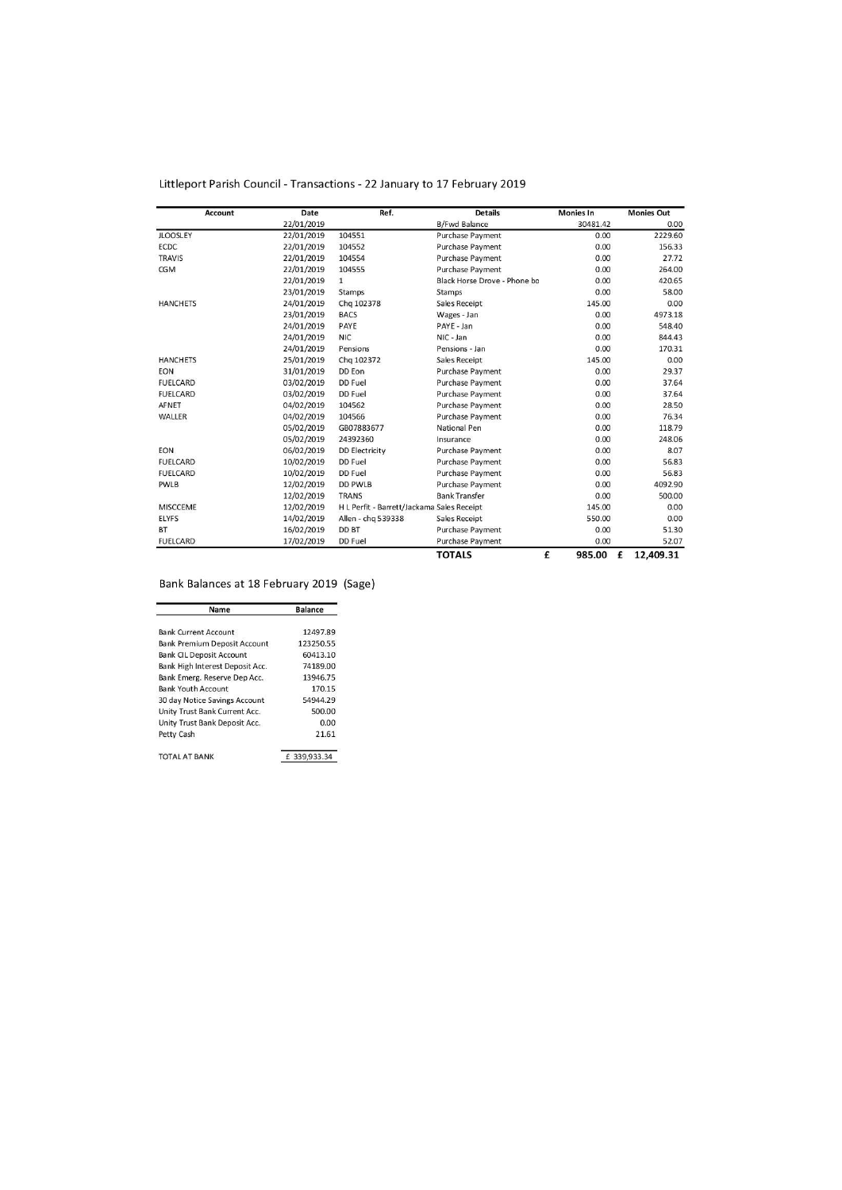## Littleport Parish Council - Transactions - 22 January to 17 February 2019

| Account | Date | Ref. | Details | Monies In | Monies Out |
|---|---|---|---|---|---|
| | 22/01/2019 | | B/Fwd Balance | 30481.42 | 0.00 |
| JLOOSLEY | 22/01/2019 | 104551 | Purchase Payment | 0.00 | 2229.60 |
| ECDC | 22/01/2019 | 104552 | Purchase Payment | 0.00 | 156.33 |
| TRAVIS | 22/01/2019 | 104554 | Purchase Payment | 0.00 | 27.72 |
| CGM | 22/01/2019 | 104555 | Purchase Payment | 0.00 | 264.00 |
| | 22/01/2019 | 1 | Black Horse Drove - Phone bo | 0.00 | 420.65 |
| | 23/01/2019 | Stamps | Stamps | 0.00 | 58.00 |
| HANCHETS | 24/01/2019 | Chq 102378 | Sales Receipt | 145.00 | 0.00 |
| | 23/01/2019 | BACS | Wages - Jan | 0.00 | 4973.18 |
| | 24/01/2019 | PAYE | PAYE - Jan | 0.00 | 548.40 |
| | 24/01/2019 | NIC | NIC - Jan | 0.00 | 844.43 |
| | 24/01/2019 | Pensions | Pensions - Jan | 0.00 | 170.31 |
| HANCHETS | 25/01/2019 | Chq 102372 | Sales Receipt | 145.00 | 0.00 |
| EON | 31/01/2019 | DD Eon | Purchase Payment | 0.00 | 29.37 |
| FUELCARD | 03/02/2019 | DD Fuel | Purchase Payment | 0.00 | 37.64 |
| FUELCARD | 03/02/2019 | DD Fuel | Purchase Payment | 0.00 | 37.64 |
| AFNET | 04/02/2019 | 104562 | Purchase Payment | 0.00 | 28.50 |
| WALLER | 04/02/2019 | 104566 | Purchase Payment | 0.00 | 76.34 |
| | 05/02/2019 | GB07883677 | National Pen | 0.00 | 118.79 |
| | 05/02/2019 | 24392360 | Insurance | 0.00 | 248.06 |
| EON | 06/02/2019 | DD Electricity | Purchase Payment | 0.00 | 8.07 |
| FUELCARD | 10/02/2019 | DD Fuel | Purchase Payment | 0.00 | 56.83 |
| FUELCARD | 10/02/2019 | DD Fuel | Purchase Payment | 0.00 | 56.83 |
| PWLB | 12/02/2019 | DD PWLB | Purchase Payment | 0.00 | 4092.90 |
| | 12/02/2019 | TRANS | Bank Transfer | 0.00 | 500.00 |
| MISCCEME | 12/02/2019 | H L Perfit - Barrett/Jackama | Sales Receipt | 145.00 | 0.00 |
| ELYFS | 14/02/2019 | Allen - chq 539338 | Sales Receipt | 550.00 | 0.00 |
| BT | 16/02/2019 | DD BT | Purchase Payment | 0.00 | 51.30 |
| FUELCARD | 17/02/2019 | DD Fuel | Purchase Payment | 0.00 | 52.07 |
| | | | **TOTALS** | **£ 985.00** | **£ 12,409.31** |

## Bank Balances at 18 February 2019 (Sage)

| Name | Balance |
|---|---|
| Bank Current Account | 12497.89 |
| Bank Premium Deposit Account | 123250.55 |
| Bank CIL Deposit Account | 60413.10 |
| Bank High Interest Deposit Acc. | 74189.00 |
| Bank Emerg. Reserve Dep Acc. | 13946.75 |
| Bank Youth Account | 170.15 |
| 30 day Notice Savings Account | 54944.29 |
| Unity Trust Bank Current Acc. | 500.00 |
| Unity Trust Bank Deposit Acc. | 0.00 |
| Petty Cash | 21.61 |
| TOTAL AT BANK | £ 339,933.34 |